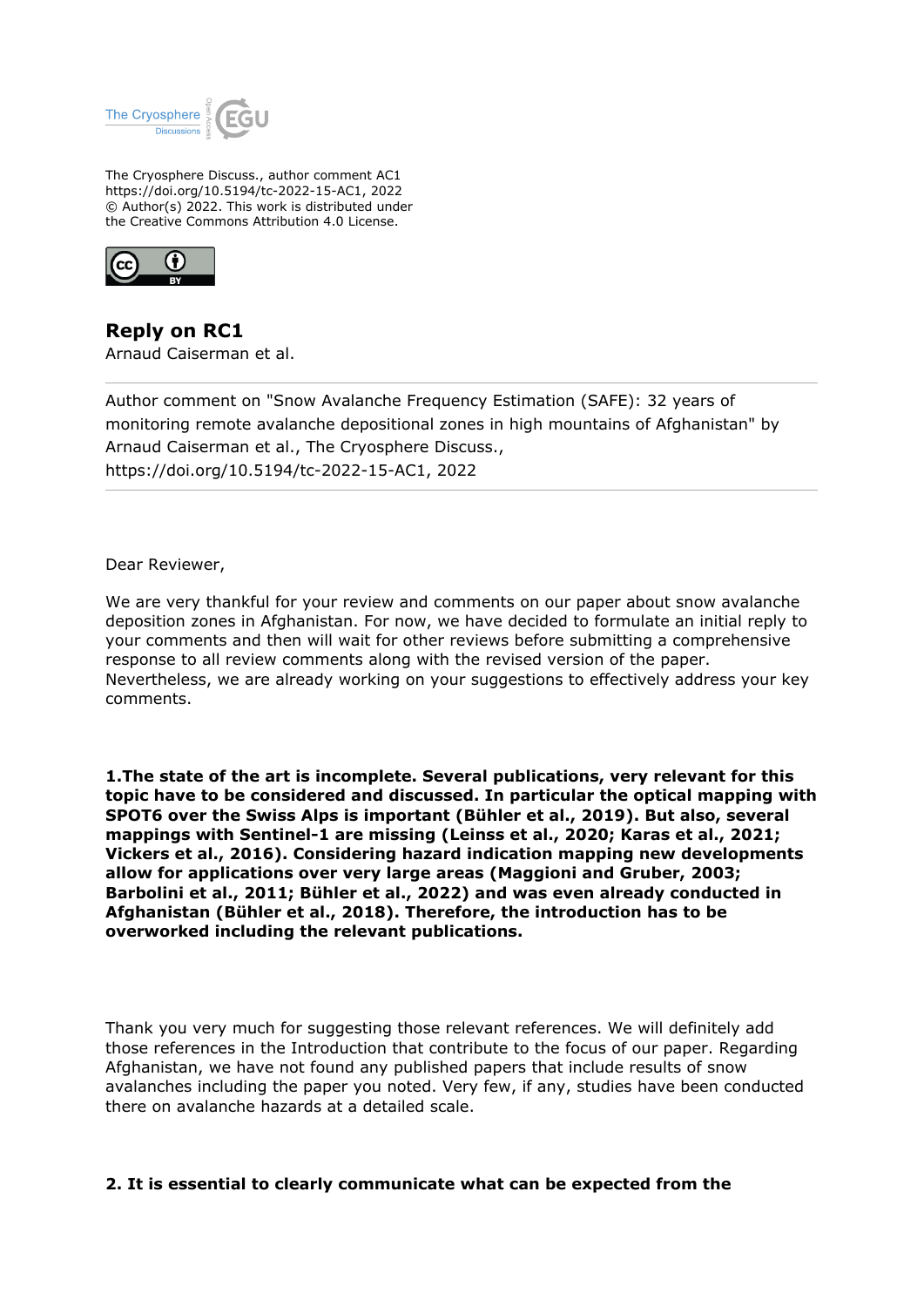The Cryosphere Discuss., author comment AC1
https://doi.org/10.5194/tc-2022-15-AC1, 2022
© Author(s) 2022. This work is distributed under
the Creative Commons Attribution 4.0 License.

## Reply on RC1

Arnaud Caiserman et al.

Author comment on "Snow Avalanche Frequency Estimation (SAFE): 32 years of monitoring remote avalanche depositional zones in high mountains of Afghanistan" by Arnaud Caiserman et al., The Cryosphere Discuss., https://doi.org/10.5194/tc-2022-15-AC1, 2022

Dear Reviewer,

We are very thankful for your review and comments on our paper about snow avalanche deposition zones in Afghanistan. For now, we have decided to formulate an initial reply to your comments and then will wait for other reviews before submitting a comprehensive response to all review comments along with the revised version of the paper. Nevertheless, we are already working on your suggestions to effectively address your key comments.

**1.The state of the art is incomplete. Several publications, very relevant for this topic have to be considered and discussed. In particular the optical mapping with SPOT6 over the Swiss Alps is important (Bühler et al., 2019). But also, several mappings with Sentinel-1 are missing (Leinss et al., 2020; Karas et al., 2021; Vickers et al., 2016). Considering hazard indication mapping new developments allow for applications over very large areas (Maggioni and Gruber, 2003; Barbolini et al., 2011; Bühler et al., 2022) and was even already conducted in Afghanistan (Bühler et al., 2018). Therefore, the introduction has to be overworked including the relevant publications.**

Thank you very much for suggesting those relevant references. We will definitely add those references in the Introduction that contribute to the focus of our paper. Regarding Afghanistan, we have not found any published papers that include results of snow avalanches including the paper you noted. Very few, if any, studies have been conducted there on avalanche hazards at a detailed scale.

**2. It is essential to clearly communicate what can be expected from the**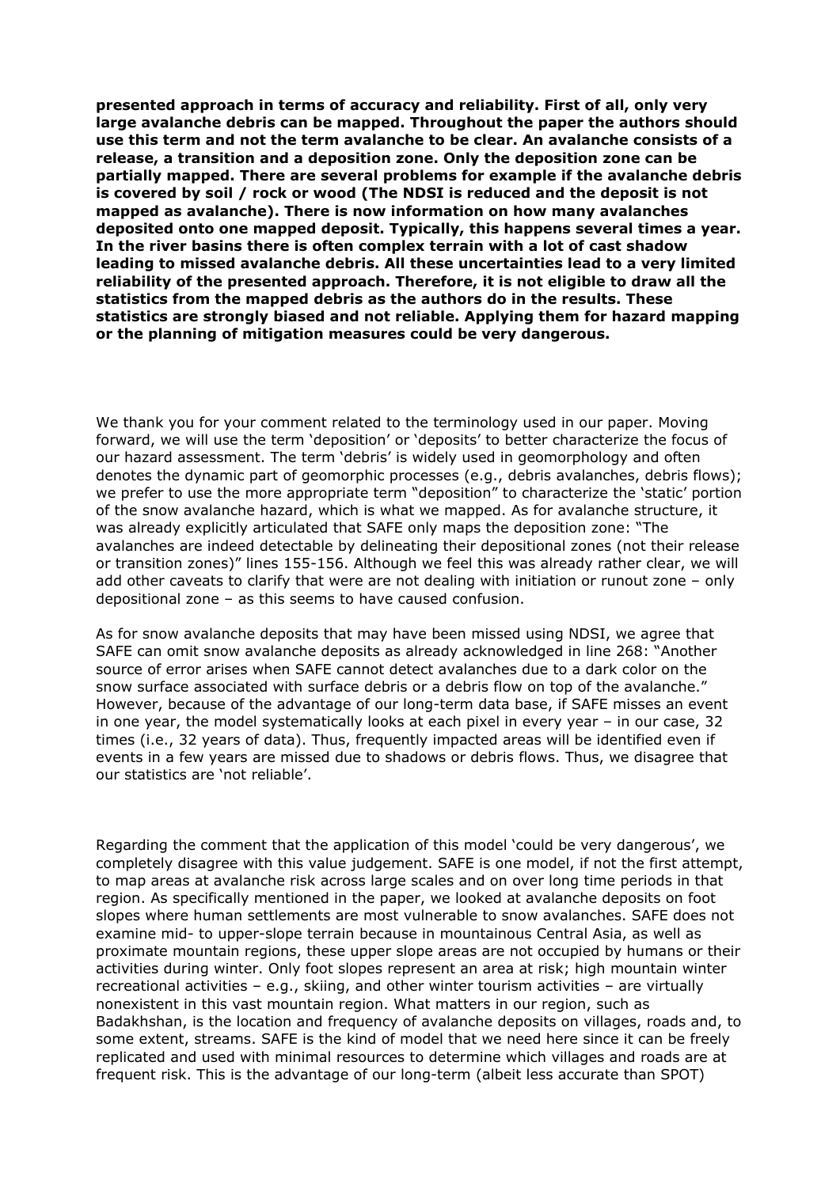**presented approach in terms of accuracy and reliability. First of all, only very large avalanche debris can be mapped. Throughout the paper the authors should use this term and not the term avalanche to be clear. An avalanche consists of a release, a transition and a deposition zone. Only the deposition zone can be partially mapped. There are several problems for example if the avalanche debris is covered by soil / rock or wood (The NDSI is reduced and the deposit is not mapped as avalanche). There is now information on how many avalanches deposited onto one mapped deposit. Typically, this happens several times a year. In the river basins there is often complex terrain with a lot of cast shadow leading to missed avalanche debris. All these uncertainties lead to a very limited reliability of the presented approach. Therefore, it is not eligible to draw all the statistics from the mapped debris as the authors do in the results. These statistics are strongly biased and not reliable. Applying them for hazard mapping or the planning of mitigation measures could be very dangerous.**

We thank you for your comment related to the terminology used in our paper. Moving forward, we will use the term 'deposition' or 'deposits' to better characterize the focus of our hazard assessment. The term 'debris' is widely used in geomorphology and often denotes the dynamic part of geomorphic processes (e.g., debris avalanches, debris flows); we prefer to use the more appropriate term "deposition" to characterize the 'static' portion of the snow avalanche hazard, which is what we mapped. As for avalanche structure, it was already explicitly articulated that SAFE only maps the deposition zone: "The avalanches are indeed detectable by delineating their depositional zones (not their release or transition zones)" lines 155-156. Although we feel this was already rather clear, we will add other caveats to clarify that were are not dealing with initiation or runout zone – only depositional zone – as this seems to have caused confusion.

As for snow avalanche deposits that may have been missed using NDSI, we agree that SAFE can omit snow avalanche deposits as already acknowledged in line 268: "Another source of error arises when SAFE cannot detect avalanches due to a dark color on the snow surface associated with surface debris or a debris flow on top of the avalanche." However, because of the advantage of our long-term data base, if SAFE misses an event in one year, the model systematically looks at each pixel in every year – in our case, 32 times (i.e., 32 years of data). Thus, frequently impacted areas will be identified even if events in a few years are missed due to shadows or debris flows. Thus, we disagree that our statistics are 'not reliable'.

Regarding the comment that the application of this model 'could be very dangerous', we completely disagree with this value judgement. SAFE is one model, if not the first attempt, to map areas at avalanche risk across large scales and on over long time periods in that region. As specifically mentioned in the paper, we looked at avalanche deposits on foot slopes where human settlements are most vulnerable to snow avalanches. SAFE does not examine mid- to upper-slope terrain because in mountainous Central Asia, as well as proximate mountain regions, these upper slope areas are not occupied by humans or their activities during winter. Only foot slopes represent an area at risk; high mountain winter recreational activities – e.g., skiing, and other winter tourism activities – are virtually nonexistent in this vast mountain region. What matters in our region, such as Badakhshan, is the location and frequency of avalanche deposits on villages, roads and, to some extent, streams. SAFE is the kind of model that we need here since it can be freely replicated and used with minimal resources to determine which villages and roads are at frequent risk. This is the advantage of our long-term (albeit less accurate than SPOT)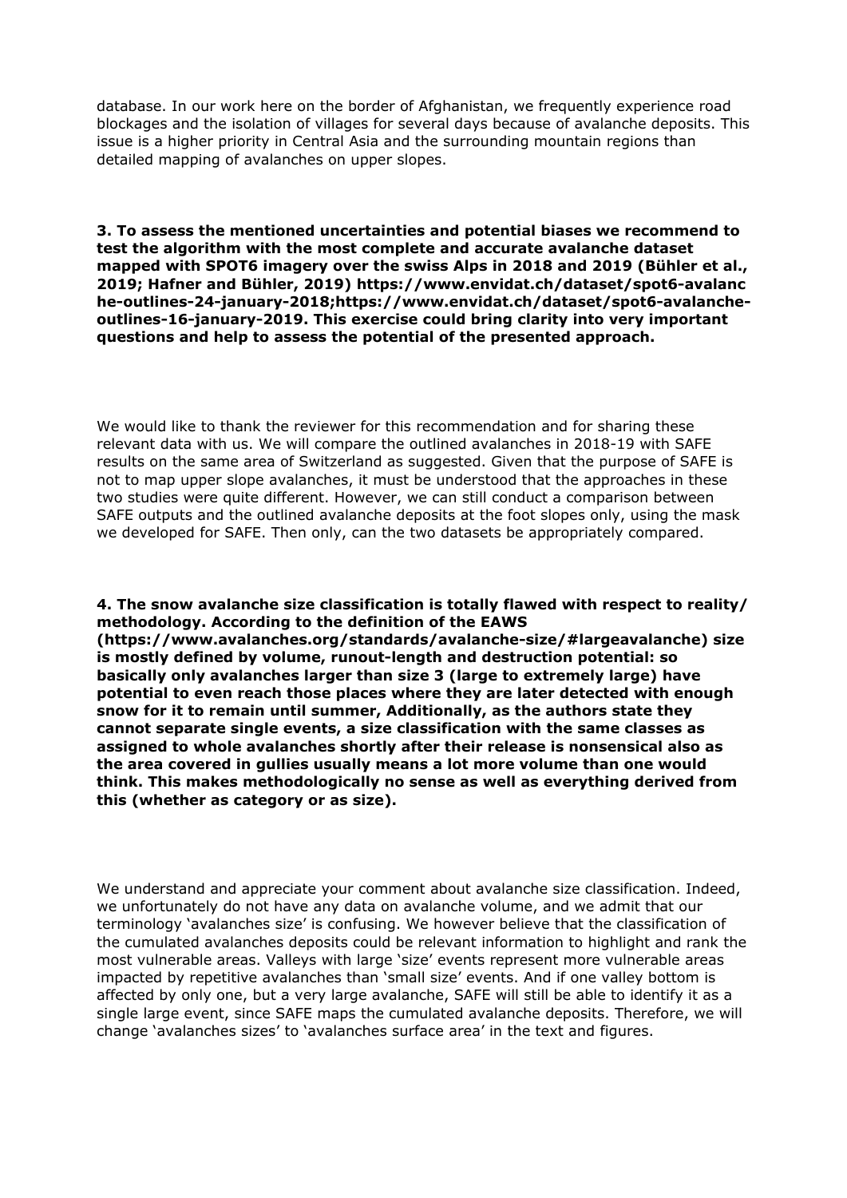database. In our work here on the border of Afghanistan, we frequently experience road blockages and the isolation of villages for several days because of avalanche deposits. This issue is a higher priority in Central Asia and the surrounding mountain regions than detailed mapping of avalanches on upper slopes.

**3. To assess the mentioned uncertainties and potential biases we recommend to test the algorithm with the most complete and accurate avalanche dataset mapped with SPOT6 imagery over the swiss Alps in 2018 and 2019 (Bühler et al., 2019; Hafner and Bühler, 2019) https://www.envidat.ch/dataset/spot6-avalanche-outlines-24-january-2018;https://www.envidat.ch/dataset/spot6-avalanche-outlines-16-january-2019. This exercise could bring clarity into very important questions and help to assess the potential of the presented approach.**

We would like to thank the reviewer for this recommendation and for sharing these relevant data with us. We will compare the outlined avalanches in 2018-19 with SAFE results on the same area of Switzerland as suggested. Given that the purpose of SAFE is not to map upper slope avalanches, it must be understood that the approaches in these two studies were quite different. However, we can still conduct a comparison between SAFE outputs and the outlined avalanche deposits at the foot slopes only, using the mask we developed for SAFE. Then only, can the two datasets be appropriately compared.

**4. The snow avalanche size classification is totally flawed with respect to reality/ methodology. According to the definition of the EAWS (https://www.avalanches.org/standards/avalanche-size/#largeavalanche) size is mostly defined by volume, runout-length and destruction potential: so basically only avalanches larger than size 3 (large to extremely large) have potential to even reach those places where they are later detected with enough snow for it to remain until summer, Additionally, as the authors state they cannot separate single events, a size classification with the same classes as assigned to whole avalanches shortly after their release is nonsensical also as the area covered in gullies usually means a lot more volume than one would think. This makes methodologically no sense as well as everything derived from this (whether as category or as size).**

We understand and appreciate your comment about avalanche size classification. Indeed, we unfortunately do not have any data on avalanche volume, and we admit that our terminology 'avalanches size' is confusing. We however believe that the classification of the cumulated avalanches deposits could be relevant information to highlight and rank the most vulnerable areas. Valleys with large 'size' events represent more vulnerable areas impacted by repetitive avalanches than 'small size' events. And if one valley bottom is affected by only one, but a very large avalanche, SAFE will still be able to identify it as a single large event, since SAFE maps the cumulated avalanche deposits. Therefore, we will change 'avalanches sizes' to 'avalanches surface area' in the text and figures.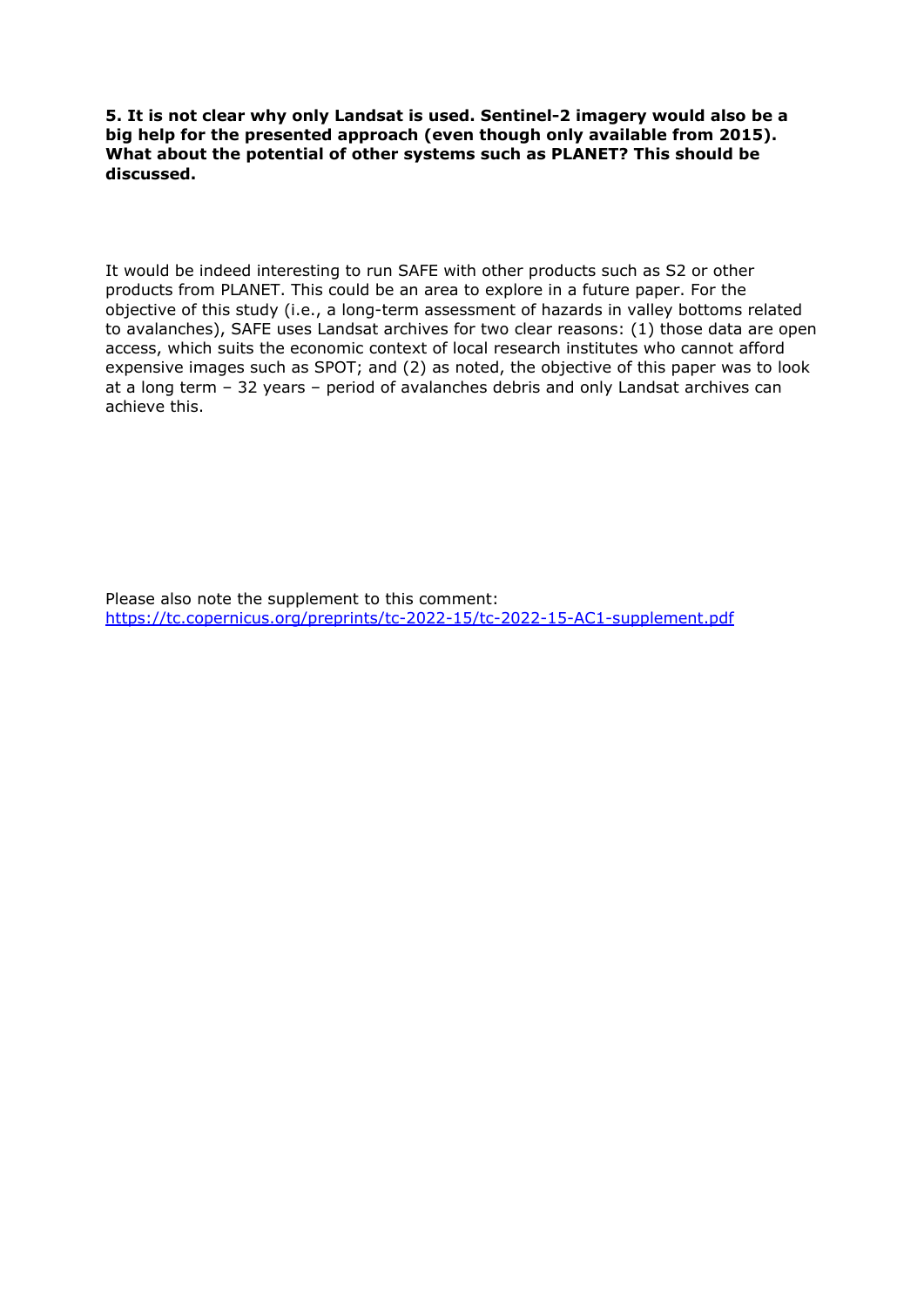**5. It is not clear why only Landsat is used. Sentinel-2 imagery would also be a big help for the presented approach (even though only available from 2015). What about the potential of other systems such as PLANET? This should be discussed.**

It would be indeed interesting to run SAFE with other products such as S2 or other products from PLANET. This could be an area to explore in a future paper. For the objective of this study (i.e., a long-term assessment of hazards in valley bottoms related to avalanches), SAFE uses Landsat archives for two clear reasons: (1) those data are open access, which suits the economic context of local research institutes who cannot afford expensive images such as SPOT; and (2) as noted, the objective of this paper was to look at a long term – 32 years – period of avalanches debris and only Landsat archives can achieve this.

Please also note the supplement to this comment:
[https://tc.copernicus.org/preprints/tc-2022-15/tc-2022-15-AC1-supplement.pdf](https://tc.copernicus.org/preprints/tc-2022-15/tc-2022-15-AC1-supplement.pdf)